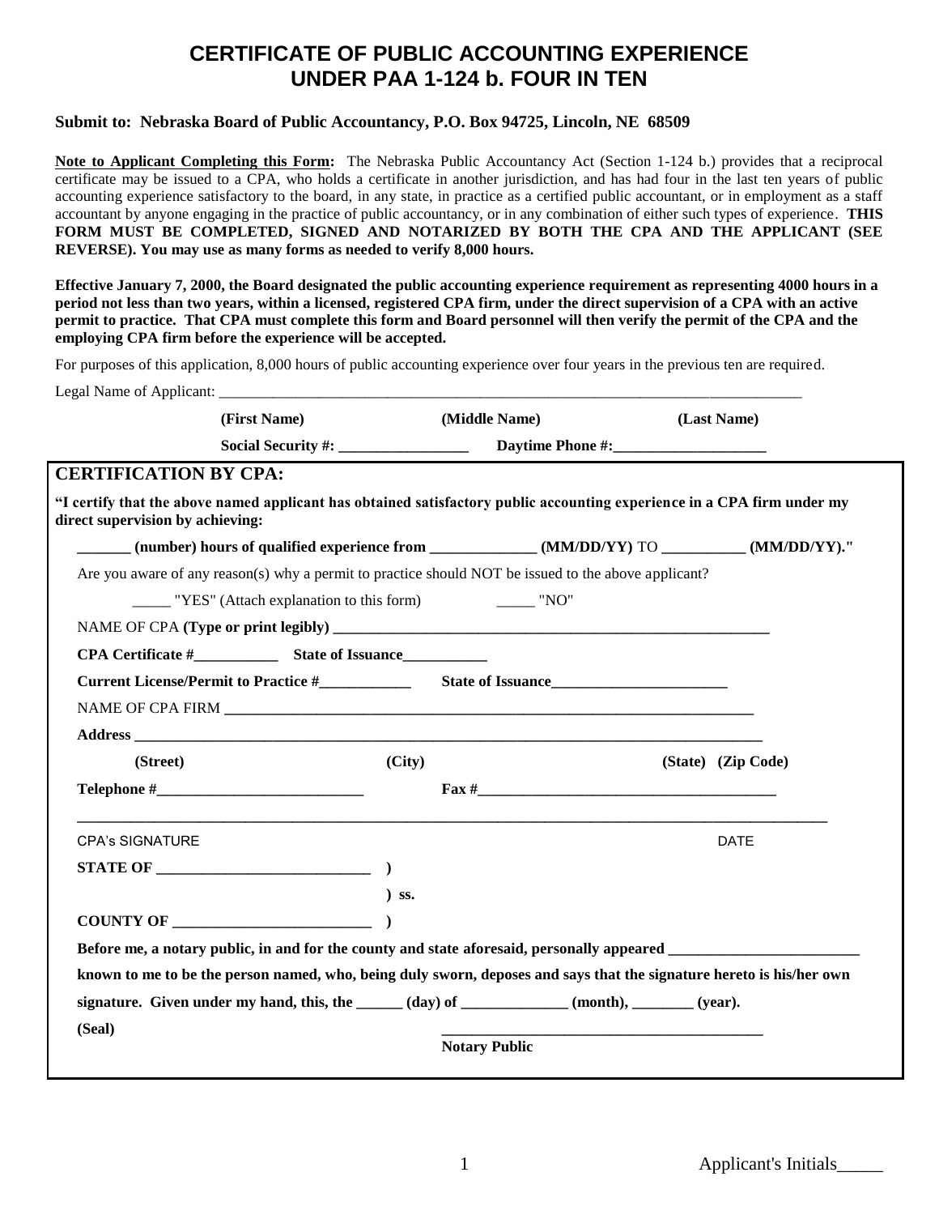# CERTIFICATE OF PUBLIC ACCOUNTING EXPERIENCE UNDER PAA 1-124 b. FOUR IN TEN

**Submit to: Nebraska Board of Public Accountancy, P.O. Box 94725, Lincoln, NE 68509**

**Note to Applicant Completing this Form:** The Nebraska Public Accountancy Act (Section 1-124 b.) provides that a reciprocal certificate may be issued to a CPA, who holds a certificate in another jurisdiction, and has had four in the last ten years of public accounting experience satisfactory to the board, in any state, in practice as a certified public accountant, or in employment as a staff accountant by anyone engaging in the practice of public accountancy, or in any combination of either such types of experience. **THIS FORM MUST BE COMPLETED, SIGNED AND NOTARIZED BY BOTH THE CPA AND THE APPLICANT (SEE REVERSE). You may use as many forms as needed to verify 8,000 hours.**

**Effective January 7, 2000, the Board designated the public accounting experience requirement as representing 4000 hours in a period not less than two years, within a licensed, registered CPA firm, under the direct supervision of a CPA with an active permit to practice. That CPA must complete this form and Board personnel will then verify the permit of the CPA and the employing CPA firm before the experience will be accepted.**

For purposes of this application, 8,000 hours of public accounting experience over four years in the previous ten are required.

Legal Name of Applicant: ________________________________________________

**(First Name)** **(Middle Name)** **(Last Name)**

**Social Security #:** _________________ **Daytime Phone #:**____________________

## CERTIFICATION BY CPA:

**"I certify that the above named applicant has obtained satisfactory public accounting experience in a CPA firm under my direct supervision by achieving:**

_______ **(number) hours of qualified experience from** ______________ **(MM/DD/YY)** TO ___________ **(MM/DD/YY)."**

Are you aware of any reason(s) why a permit to practice should NOT be issued to the above applicant?

_____ "YES" (Attach explanation to this form) _____ "NO"

NAME OF CPA **(Type or print legibly)** ____________________________________________

**CPA Certificate #**___________ **State of Issuance**___________

**Current License/Permit to Practice #**____________ **State of Issuance**_______________________

NAME OF CPA FIRM ______________________________________________________________

**Address** ______________________________________________________________________

**(Street)** **(City)** **(State) (Zip Code)**

**Telephone #**___________________________ **Fax #**_________________________________________

_____________________________________________________________________________________

CPA's SIGNATURE DATE

**STATE OF** ____________________________ **)**

**) ss.**

**COUNTY OF** __________________________ **)**

**Before me, a notary public, in and for the county and state aforesaid, personally appeared** ________________________ **known to me to be the person named, who, being duly sworn, deposes and says that the signature hereto is his/her own signature. Given under my hand, this, the** ______ **(day) of** ______________ **(month),** ________ **(year).**

**(Seal)** ___________________________________________

**Notary Public**

Applicant's Initials_____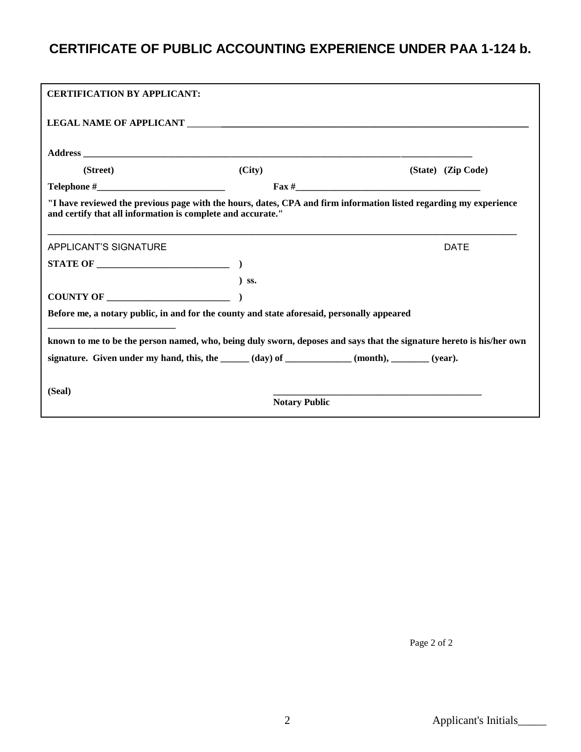# CERTIFICATE OF PUBLIC ACCOUNTING EXPERIENCE UNDER PAA 1-124 b.

**CERTIFICATION BY APPLICANT:**

**LEGAL NAME OF APPLICANT** ______________________________________________________________________

**Address** ________________________________________________________________________________

**(Street)** **(City)** **(State)** **(Zip Code)**

**Telephone #**___________________________ **Fax #**_______________________________________

**"I have reviewed the previous page with the hours, dates, CPA and firm information listed regarding my experience and certify that all information is complete and accurate."**

________________________________________________________________________________________

APPLICANT'S SIGNATURE DATE

**STATE OF** ____________________________ **)**

**) ss.**

**COUNTY OF** __________________________ **)**

**Before me, a notary public, in and for the county and state aforesaid, personally appeared**

___________________________

**known to me to be the person named, who, being duly sworn, deposes and says that the signature hereto is his/her own signature. Given under my hand, this, the ______ (day) of ______________ (month), ________ (year).**

**(Seal)**

_____________________________________________

**Notary Public**

Applicant's Initials_____